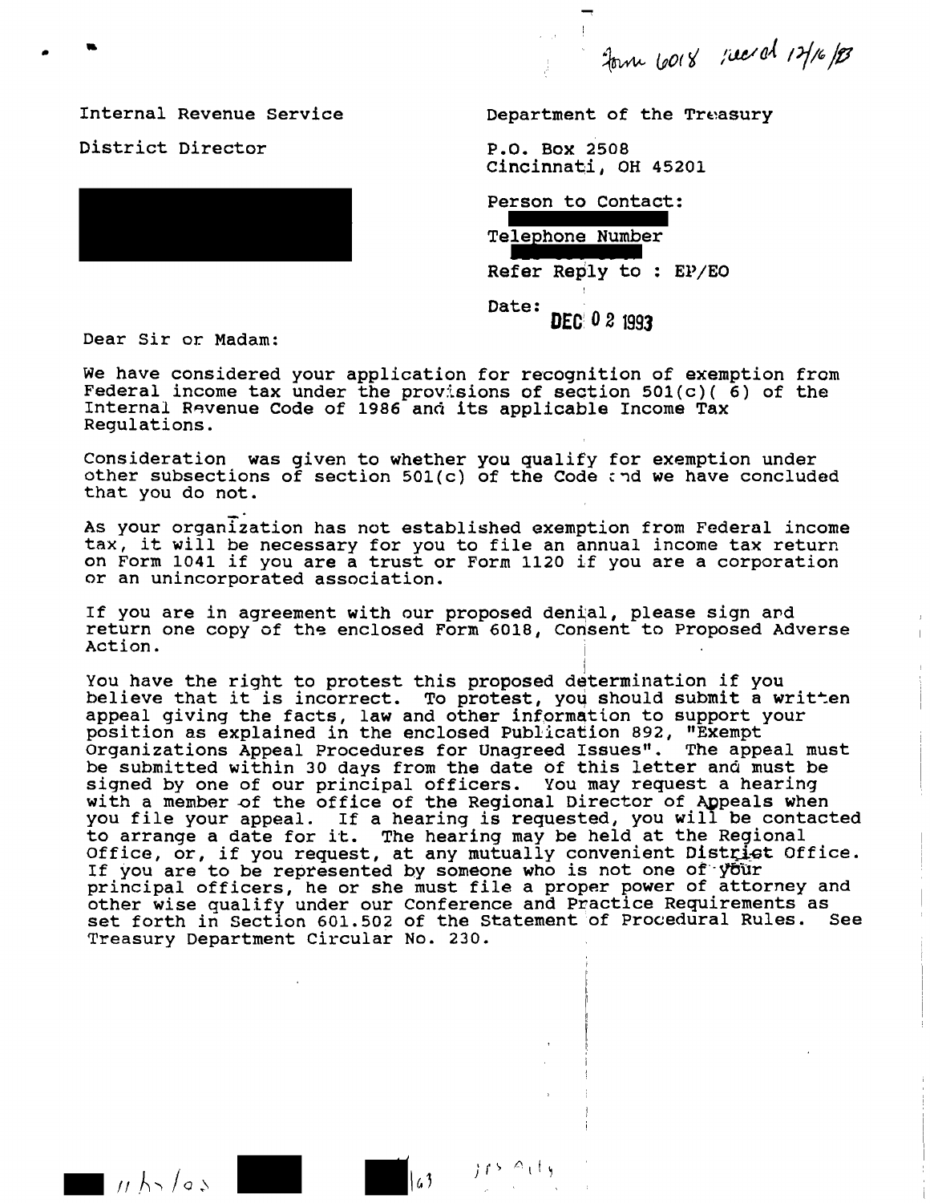Form 6018 rec'd 12/16/93

Internal Revenue Service

District Director

Department of the Treasury

P.O. Box 2508
Cincinnati, OH 45201

Person to Contact:

Telephone Number

Refer Reply to : EP/EO

Date: DEC 02 1993

Dear Sir or Madam:

We have considered your application for recognition of exemption from Federal income tax under the provisions of section 501(c)( 6) of the Internal Revenue Code of 1986 and its applicable Income Tax Regulations.

Consideration was given to whether you qualify for exemption under other subsections of section 501(c) of the Code and we have concluded that you do not.

As your organization has not established exemption from Federal income tax, it will be necessary for you to file an annual income tax return on Form 1041 if you are a trust or Form 1120 if you are a corporation or an unincorporated association.

If you are in agreement with our proposed denial, please sign and return one copy of the enclosed Form 6018, Consent to Proposed Adverse Action.

You have the right to protest this proposed determination if you believe that it is incorrect. To protest, you should submit a written appeal giving the facts, law and other information to support your position as explained in the enclosed Publication 892, "Exempt Organizations Appeal Procedures for Unagreed Issues". The appeal must be submitted within 30 days from the date of this letter and must be signed by one of our principal officers. You may request a hearing with a member of the office of the Regional Director of Appeals when you file your appeal. If a hearing is requested, you will be contacted to arrange a date for it. The hearing may be held at the Regional Office, or, if you request, at any mutually convenient District Office. If you are to be represented by someone who is not one of your principal officers, he or she must file a proper power of attorney and other wise qualify under our Conference and Practice Requirements as set forth in Section 601.502 of the Statement of Procedural Rules. See Treasury Department Circular No. 230.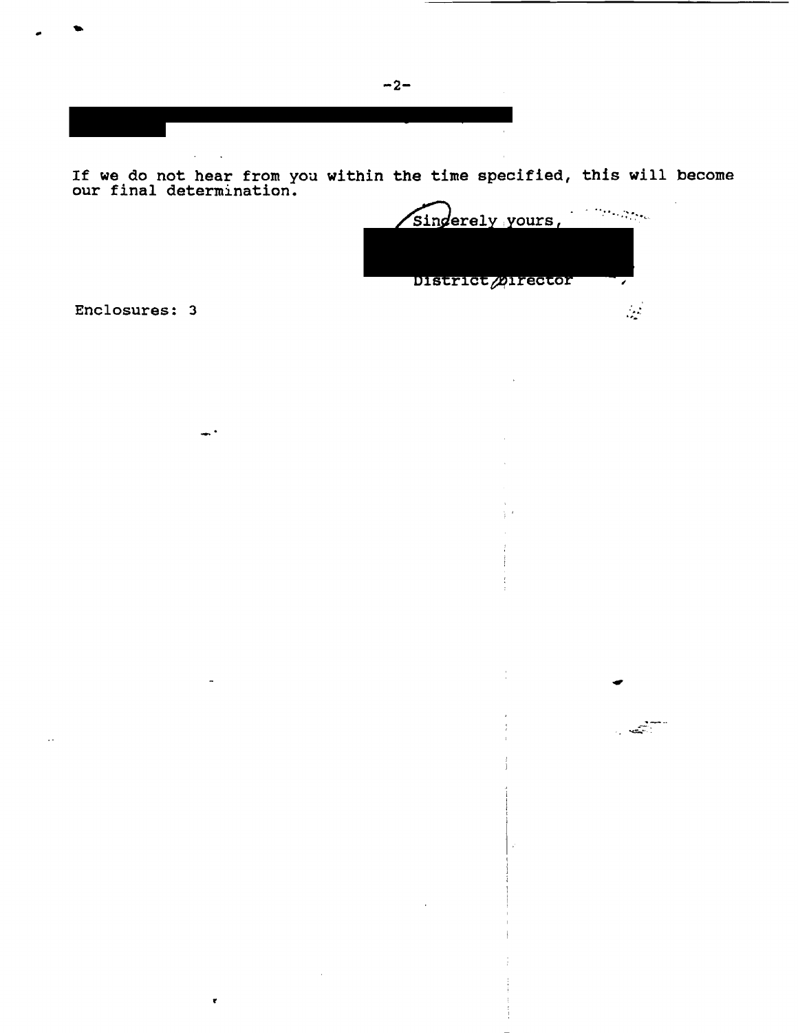If we do not hear from you within the time specified, this will become our final determination.

Sincerely yours,

District Director

Enclosures: 3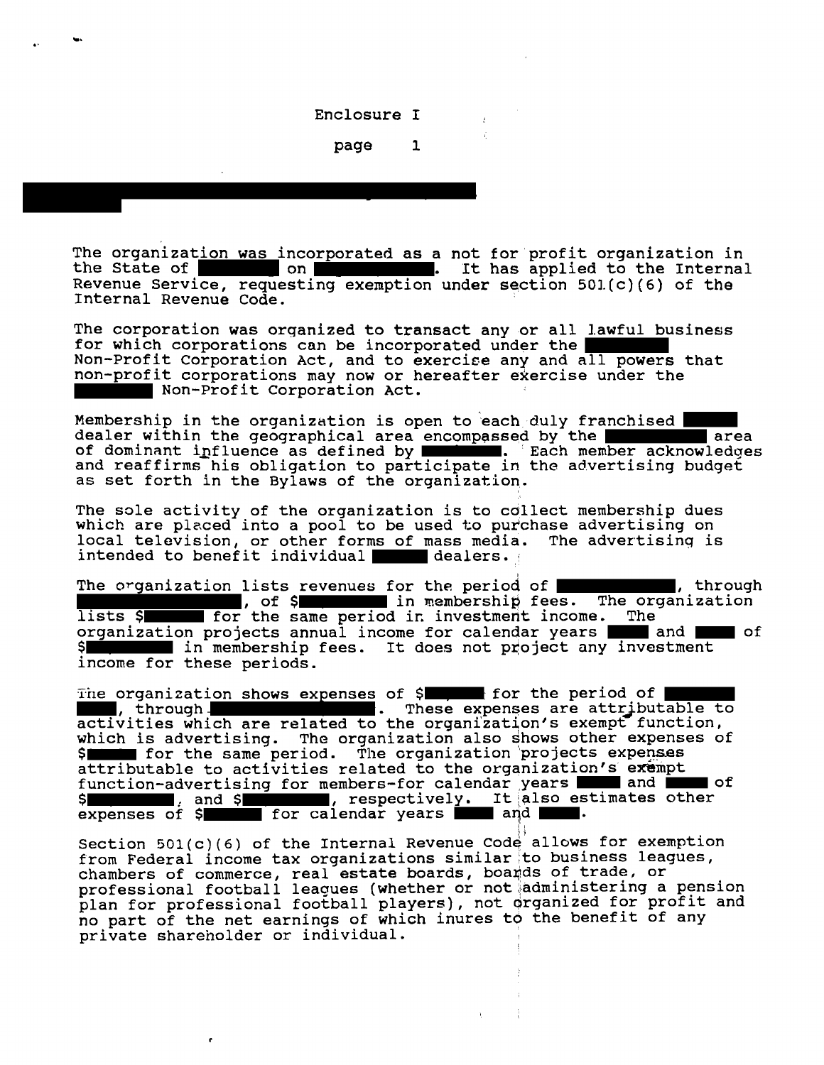Enclosure I

The organization was incorporated as a not for profit organization in the State of ████ on ██████. It has applied to the Internal Revenue Service, requesting exemption under section 501(c)(6) of the Internal Revenue Code.

The corporation was organized to transact any or all lawful business for which corporations can be incorporated under the ████ Non-Profit Corporation Act, and to exercise any and all powers that non-profit corporations may now or hereafter exercise under the ████ Non-Profit Corporation Act.

Membership in the organization is open to each duly franchised ████ dealer within the geographical area encompassed by the ████ area of dominant influence as defined by ████. Each member acknowledges and reaffirms his obligation to participate in the advertising budget as set forth in the Bylaws of the organization.

The sole activity of the organization is to collect membership dues which are placed into a pool to be used to purchase advertising on local television, or other forms of mass media. The advertising is intended to benefit individual ████ dealers.

The organization lists revenues for the period of ████, through ████, of $████ in membership fees. The organization lists $████ for the same period in investment income. The organization projects annual income for calendar years ████ and ████ of $████ in membership fees. It does not project any investment income for these periods.

The organization shows expenses of $████ for the period of ████ ████, through ████. These expenses are attributable to activities which are related to the organization's exempt function, which is advertising. The organization also shows other expenses of $████ for the same period. The organization projects expenses attributable to activities related to the organization's exempt function-advertising for members-for calendar years ████ and ████ of $████, and $████, respectively. It also estimates other expenses of $████ for calendar years ████ and ████.

Section 501(c)(6) of the Internal Revenue Code allows for exemption from Federal income tax organizations similar to business leagues, chambers of commerce, real estate boards, boards of trade, or professional football leagues (whether or not administering a pension plan for professional football players), not organized for profit and no part of the net earnings of which inures to the benefit of any private shareholder or individual.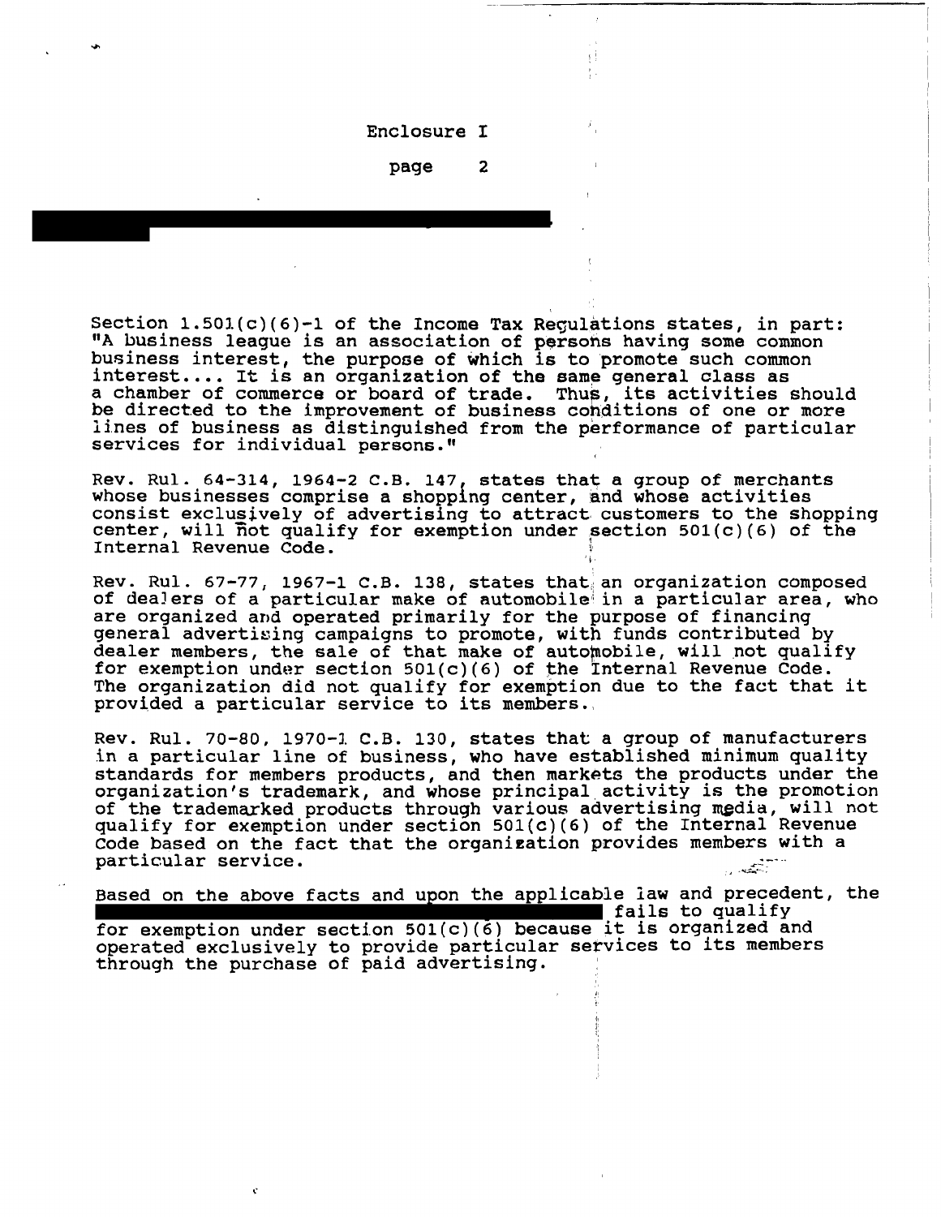Enclosure I

page 2

Section 1.501(c)(6)-1 of the Income Tax Regulations states, in part: "A business league is an association of persons having some common business interest, the purpose of which is to promote such common interest.... It is an organization of the same general class as a chamber of commerce or board of trade. Thus, its activities should be directed to the improvement of business conditions of one or more lines of business as distinguished from the performance of particular services for individual persons."

Rev. Rul. 64-314, 1964-2 C.B. 147, states that a group of merchants whose businesses comprise a shopping center, and whose activities consist exclusively of advertising to attract customers to the shopping center, will not qualify for exemption under section 501(c)(6) of the Internal Revenue Code.

Rev. Rul. 67-77, 1967-1 C.B. 138, states that an organization composed of dealers of a particular make of automobile in a particular area, who are organized and operated primarily for the purpose of financing general advertising campaigns to promote, with funds contributed by dealer members, the sale of that make of automobile, will not qualify for exemption under section 501(c)(6) of the Internal Revenue Code. The organization did not qualify for exemption due to the fact that it provided a particular service to its members.

Rev. Rul. 70-80, 1970-1 C.B. 130, states that a group of manufacturers in a particular line of business, who have established minimum quality standards for members products, and then markets the products under the organization's trademark, and whose principal activity is the promotion of the trademarked products through various advertising media, will not qualify for exemption under section 501(c)(6) of the Internal Revenue Code based on the fact that the organization provides members with a particular service.

Based on the above facts and upon the applicable law and precedent, the fails to qualify for exemption under section 501(c)(6) because it is organized and operated exclusively to provide particular services to its members through the purchase of paid advertising.